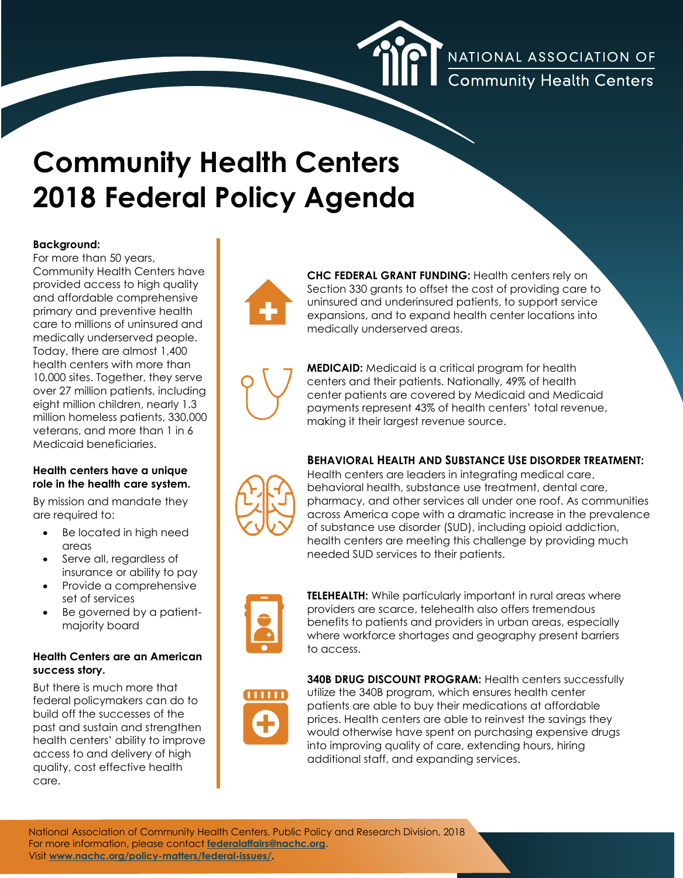NATIONAL ASSOCIATION OF Community Health Centers

# Community Health Centers 2018 Federal Policy Agenda

**Background:**
For more than 50 years, Community Health Centers have provided access to high quality and affordable comprehensive primary and preventive health care to millions of uninsured and medically underserved people. Today, there are almost 1,400 health centers with more than 10,000 sites. Together, they serve over 27 million patients, including eight million children, nearly 1.3 million homeless patients, 330,000 veterans, and more than 1 in 6 Medicaid beneficiaries.

**Health centers have a unique role in the health care system.**

By mission and mandate they are required to:

- Be located in high need areas
- Serve all, regardless of insurance or ability to pay
- Provide a comprehensive set of services
- Be governed by a patient-majority board

**Health Centers are an American success story.**

But there is much more that federal policymakers can do to build off the successes of the past and sustain and strengthen health centers' ability to improve access to and delivery of high quality, cost effective health care.

**CHC FEDERAL GRANT FUNDING:** Health centers rely on Section 330 grants to offset the cost of providing care to uninsured and underinsured patients, to support service expansions, and to expand health center locations into medically underserved areas.

**MEDICAID:** Medicaid is a critical program for health centers and their patients. Nationally, 49% of health center patients are covered by Medicaid and Medicaid payments represent 43% of health centers' total revenue, making it their largest revenue source.

**BEHAVIORAL HEALTH AND SUBSTANCE USE DISORDER TREATMENT:** Health centers are leaders in integrating medical care, behavioral health, substance use treatment, dental care, pharmacy, and other services all under one roof. As communities across America cope with a dramatic increase in the prevalence of substance use disorder (SUD), including opioid addiction, health centers are meeting this challenge by providing much needed SUD services to their patients.

**TELEHEALTH:** While particularly important in rural areas where providers are scarce, telehealth also offers tremendous benefits to patients and providers in urban areas, especially where workforce shortages and geography present barriers to access.

**340B DRUG DISCOUNT PROGRAM:** Health centers successfully utilize the 340B program, which ensures health center patients are able to buy their medications at affordable prices. Health centers are able to reinvest the savings they would otherwise have spent on purchasing expensive drugs into improving quality of care, extending hours, hiring additional staff, and expanding services.

National Association of Community Health Centers, Public Policy and Research Division, 2018
For more information, please contact **federalaffairs@nachc.org**.
Visit **www.nachc.org/policy-matters/federal-issues/**.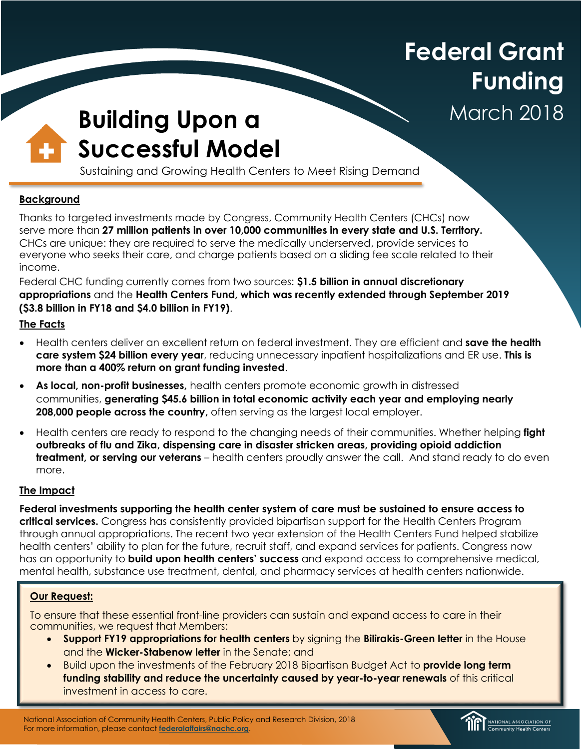# Federal Grant Funding

March 2018

# Building Upon a Successful Model

Sustaining and Growing Health Centers to Meet Rising Demand

## Background

Thanks to targeted investments made by Congress, Community Health Centers (CHCs) now serve more than **27 million patients in over 10,000 communities in every state and U.S. Territory.** CHCs are unique: they are required to serve the medically underserved, provide services to everyone who seeks their care, and charge patients based on a sliding fee scale related to their income.

Federal CHC funding currently comes from two sources: **$1.5 billion in annual discretionary appropriations** and the **Health Centers Fund, which was recently extended through September 2019 ($3.8 billion in FY18 and $4.0 billion in FY19)**.

## The Facts

- Health centers deliver an excellent return on federal investment. They are efficient and **save the health care system $24 billion every year**, reducing unnecessary inpatient hospitalizations and ER use. **This is more than a 400% return on grant funding invested**.
- **As local, non-profit businesses,** health centers promote economic growth in distressed communities, **generating $45.6 billion in total economic activity each year and employing nearly 208,000 people across the country,** often serving as the largest local employer.
- Health centers are ready to respond to the changing needs of their communities. Whether helping **fight outbreaks of flu and Zika, dispensing care in disaster stricken areas, providing opioid addiction treatment, or serving our veterans** – health centers proudly answer the call. And stand ready to do even more.

## The Impact

**Federal investments supporting the health center system of care must be sustained to ensure access to critical services.** Congress has consistently provided bipartisan support for the Health Centers Program through annual appropriations. The recent two year extension of the Health Centers Fund helped stabilize health centers' ability to plan for the future, recruit staff, and expand services for patients. Congress now has an opportunity to **build upon health centers' success** and expand access to comprehensive medical, mental health, substance use treatment, dental, and pharmacy services at health centers nationwide.

## Our Request:

To ensure that these essential front-line providers can sustain and expand access to care in their communities, we request that Members:

- **Support FY19 appropriations for health centers** by signing the **Bilirakis-Green letter** in the House and the **Wicker-Stabenow letter** in the Senate; and
- Build upon the investments of the February 2018 Bipartisan Budget Act to **provide long term funding stability and reduce the uncertainty caused by year-to-year renewals** of this critical investment in access to care.

National Association of Community Health Centers, Public Policy and Research Division, 2018
For more information, please contact **federalaffairs@nachc.org**.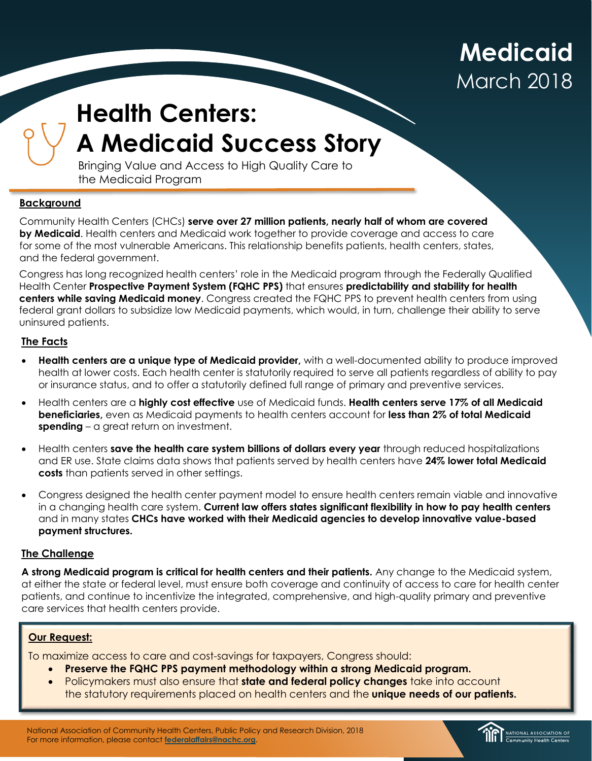**Medicaid**
March 2018

# Health Centers: A Medicaid Success Story

Bringing Value and Access to High Quality Care to the Medicaid Program

## Background

Community Health Centers (CHCs) **serve over 27 million patients, nearly half of whom are covered by Medicaid**. Health centers and Medicaid work together to provide coverage and access to care for some of the most vulnerable Americans. This relationship benefits patients, health centers, states, and the federal government.

Congress has long recognized health centers' role in the Medicaid program through the Federally Qualified Health Center **Prospective Payment System (FQHC PPS)** that ensures **predictability and stability for health centers while saving Medicaid money**. Congress created the FQHC PPS to prevent health centers from using federal grant dollars to subsidize low Medicaid payments, which would, in turn, challenge their ability to serve uninsured patients.

## The Facts

- **Health centers are a unique type of Medicaid provider,** with a well-documented ability to produce improved health at lower costs. Each health center is statutorily required to serve all patients regardless of ability to pay or insurance status, and to offer a statutorily defined full range of primary and preventive services.
- Health centers are a **highly cost effective** use of Medicaid funds. **Health centers serve 17% of all Medicaid beneficiaries,** even as Medicaid payments to health centers account for **less than 2% of total Medicaid spending** – a great return on investment.
- Health centers **save the health care system billions of dollars every year** through reduced hospitalizations and ER use. State claims data shows that patients served by health centers have **24% lower total Medicaid costs** than patients served in other settings.
- Congress designed the health center payment model to ensure health centers remain viable and innovative in a changing health care system. **Current law offers states significant flexibility in how to pay health centers** and in many states **CHCs have worked with their Medicaid agencies to develop innovative value-based payment structures.**

## The Challenge

**A strong Medicaid program is critical for health centers and their patients.** Any change to the Medicaid system, at either the state or federal level, must ensure both coverage and continuity of access to care for health center patients, and continue to incentivize the integrated, comprehensive, and high-quality primary and preventive care services that health centers provide.

## Our Request:

To maximize access to care and cost-savings for taxpayers, Congress should:

- **Preserve the FQHC PPS payment methodology within a strong Medicaid program.**
- Policymakers must also ensure that **state and federal policy changes** take into account the statutory requirements placed on health centers and the **unique needs of our patients.**

National Association of Community Health Centers, Public Policy and Research Division, 2018
For more information, please contact **federalaffairs@nachc.org**.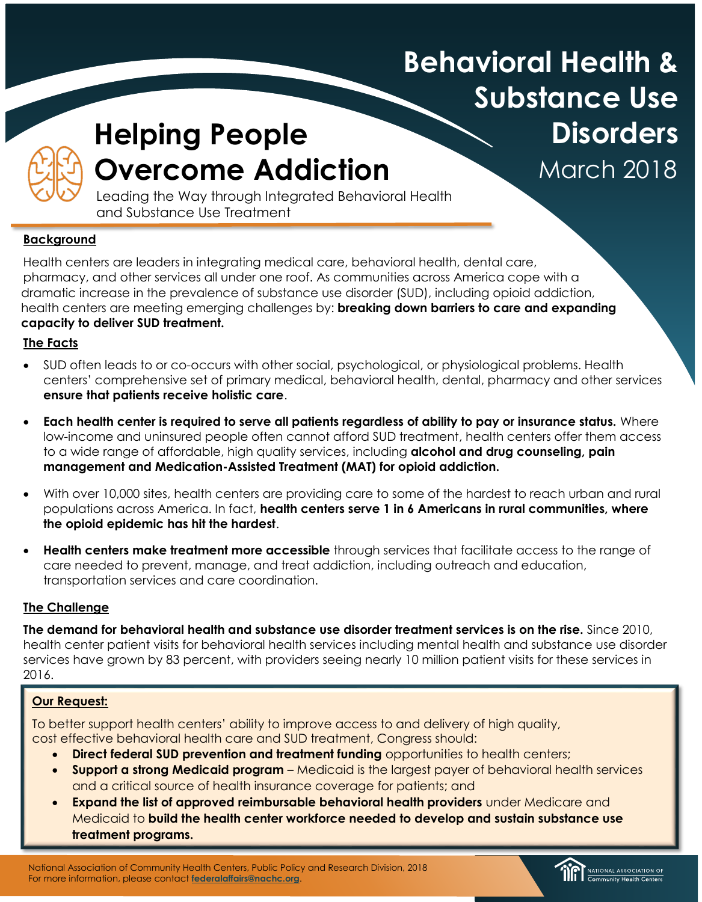# Behavioral Health & Substance Use Disorders

March 2018

# Helping People Overcome Addiction

Leading the Way through Integrated Behavioral Health and Substance Use Treatment

## Background

Health centers are leaders in integrating medical care, behavioral health, dental care, pharmacy, and other services all under one roof. As communities across America cope with a dramatic increase in the prevalence of substance use disorder (SUD), including opioid addiction, health centers are meeting emerging challenges by: **breaking down barriers to care and expanding capacity to deliver SUD treatment.**

## The Facts

- SUD often leads to or co-occurs with other social, psychological, or physiological problems. Health centers' comprehensive set of primary medical, behavioral health, dental, pharmacy and other services **ensure that patients receive holistic care**.
- **Each health center is required to serve all patients regardless of ability to pay or insurance status.** Where low-income and uninsured people often cannot afford SUD treatment, health centers offer them access to a wide range of affordable, high quality services, including **alcohol and drug counseling, pain management and Medication-Assisted Treatment (MAT) for opioid addiction.**
- With over 10,000 sites, health centers are providing care to some of the hardest to reach urban and rural populations across America. In fact, **health centers serve 1 in 6 Americans in rural communities, where the opioid epidemic has hit the hardest**.
- **Health centers make treatment more accessible** through services that facilitate access to the range of care needed to prevent, manage, and treat addiction, including outreach and education, transportation services and care coordination.

## The Challenge

**The demand for behavioral health and substance use disorder treatment services is on the rise.** Since 2010, health center patient visits for behavioral health services including mental health and substance use disorder services have grown by 83 percent, with providers seeing nearly 10 million patient visits for these services in 2016.

## Our Request:

To better support health centers' ability to improve access to and delivery of high quality, cost effective behavioral health care and SUD treatment, Congress should:

- **Direct federal SUD prevention and treatment funding** opportunities to health centers;
- **Support a strong Medicaid program** – Medicaid is the largest payer of behavioral health services and a critical source of health insurance coverage for patients; and
- **Expand the list of approved reimbursable behavioral health providers** under Medicare and Medicaid to **build the health center workforce needed to develop and sustain substance use treatment programs.**

National Association of Community Health Centers, Public Policy and Research Division, 2018
For more information, please contact **federalaffairs@nachc.org**.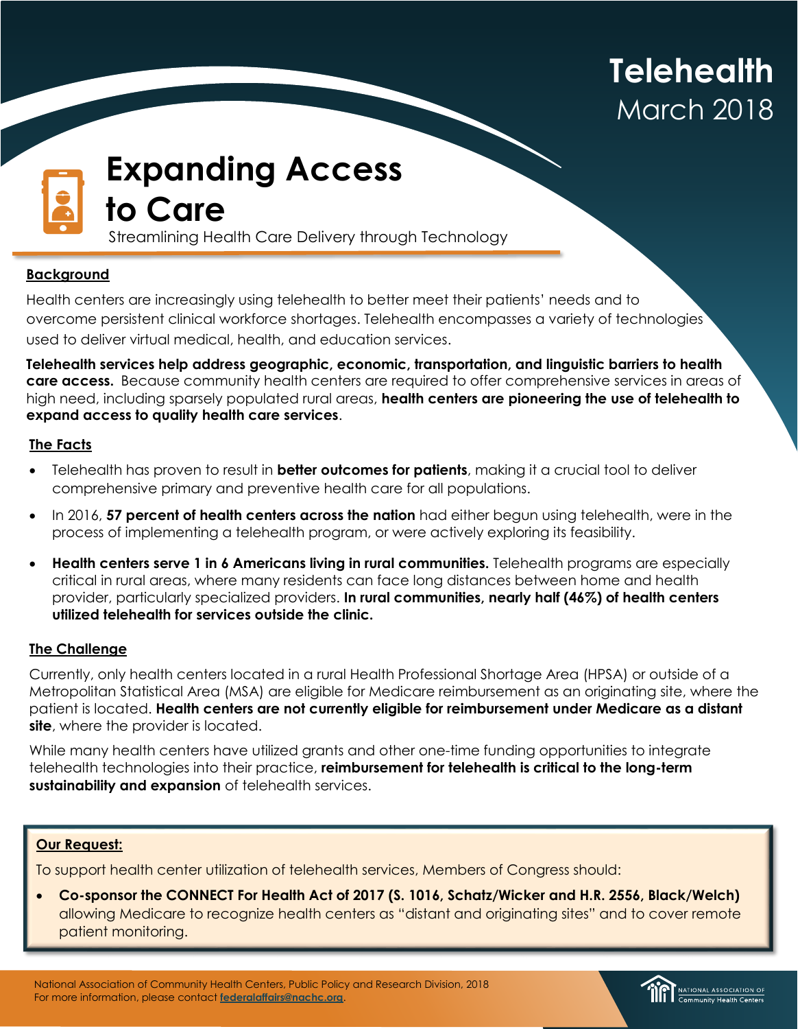# Telehealth

March 2018

# Expanding Access to Care

Streamlining Health Care Delivery through Technology

## Background

Health centers are increasingly using telehealth to better meet their patients' needs and to overcome persistent clinical workforce shortages. Telehealth encompasses a variety of technologies used to deliver virtual medical, health, and education services.

**Telehealth services help address geographic, economic, transportation, and linguistic barriers to health care access.** Because community health centers are required to offer comprehensive services in areas of high need, including sparsely populated rural areas, **health centers are pioneering the use of telehealth to expand access to quality health care services**.

## The Facts

- Telehealth has proven to result in **better outcomes for patients**, making it a crucial tool to deliver comprehensive primary and preventive health care for all populations.
- In 2016, **57 percent of health centers across the nation** had either begun using telehealth, were in the process of implementing a telehealth program, or were actively exploring its feasibility.
- **Health centers serve 1 in 6 Americans living in rural communities.** Telehealth programs are especially critical in rural areas, where many residents can face long distances between home and health provider, particularly specialized providers. **In rural communities, nearly half (46%) of health centers utilized telehealth for services outside the clinic.**

## The Challenge

Currently, only health centers located in a rural Health Professional Shortage Area (HPSA) or outside of a Metropolitan Statistical Area (MSA) are eligible for Medicare reimbursement as an originating site, where the patient is located. **Health centers are not currently eligible for reimbursement under Medicare as a distant site**, where the provider is located.

While many health centers have utilized grants and other one-time funding opportunities to integrate telehealth technologies into their practice, **reimbursement for telehealth is critical to the long-term sustainability and expansion** of telehealth services.

## Our Request:

To support health center utilization of telehealth services, Members of Congress should:

- **Co-sponsor the CONNECT For Health Act of 2017 (S. 1016, Schatz/Wicker and H.R. 2556, Black/Welch)** allowing Medicare to recognize health centers as "distant and originating sites" and to cover remote patient monitoring.

National Association of Community Health Centers, Public Policy and Research Division, 2018
For more information, please contact **federalaffairs@nachc.org**.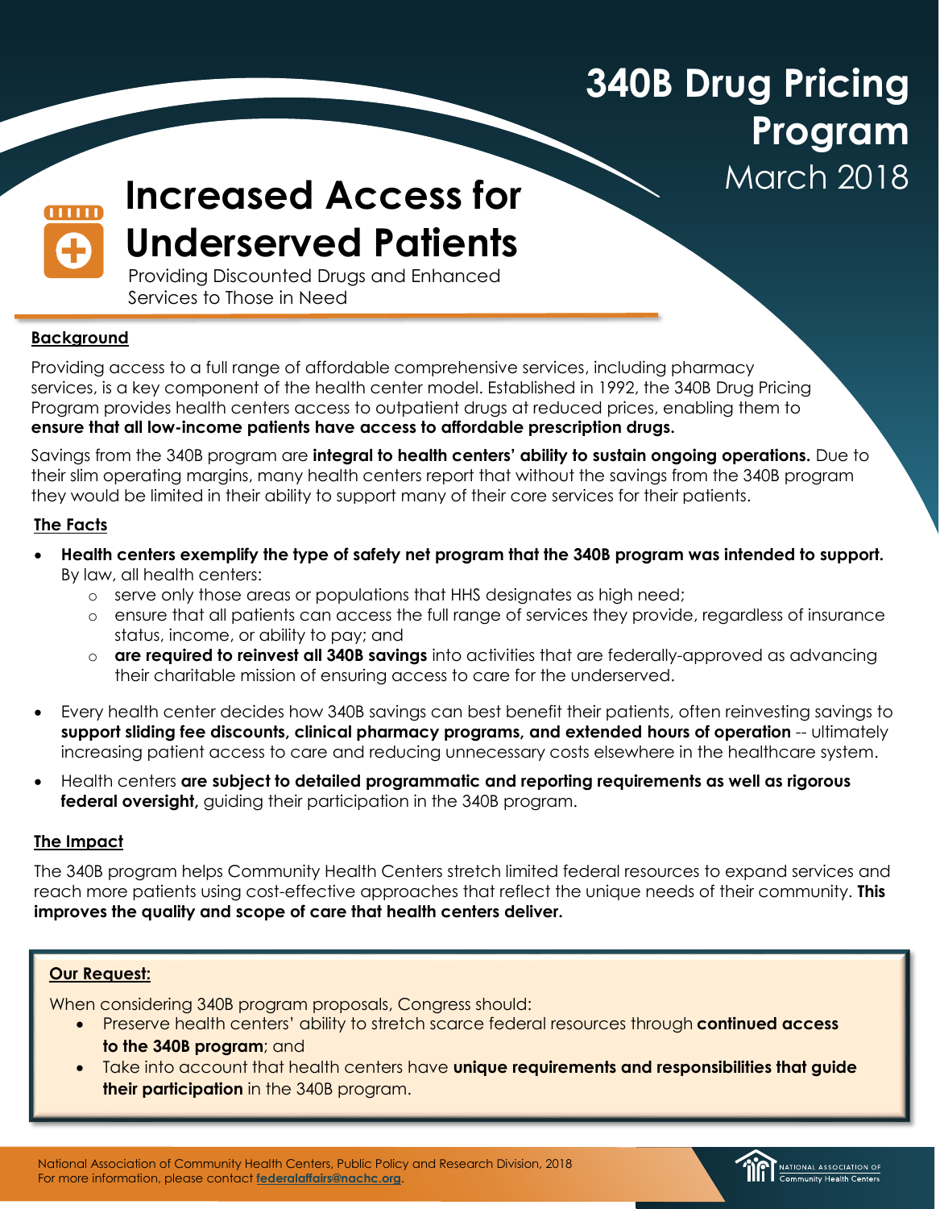# 340B Drug Pricing Program

March 2018

## Increased Access for Underserved Patients

Providing Discounted Drugs and Enhanced Services to Those in Need

### Background

Providing access to a full range of affordable comprehensive services, including pharmacy services, is a key component of the health center model. Established in 1992, the 340B Drug Pricing Program provides health centers access to outpatient drugs at reduced prices, enabling them to **ensure that all low-income patients have access to affordable prescription drugs.**

Savings from the 340B program are **integral to health centers' ability to sustain ongoing operations.** Due to their slim operating margins, many health centers report that without the savings from the 340B program they would be limited in their ability to support many of their core services for their patients.

### The Facts

- **Health centers exemplify the type of safety net program that the 340B program was intended to support.** By law, all health centers:
    - serve only those areas or populations that HHS designates as high need;
    - ensure that all patients can access the full range of services they provide, regardless of insurance status, income, or ability to pay; and
    - **are required to reinvest all 340B savings** into activities that are federally-approved as advancing their charitable mission of ensuring access to care for the underserved.
- Every health center decides how 340B savings can best benefit their patients, often reinvesting savings to **support sliding fee discounts, clinical pharmacy programs, and extended hours of operation** -- ultimately increasing patient access to care and reducing unnecessary costs elsewhere in the healthcare system.
- Health centers **are subject to detailed programmatic and reporting requirements as well as rigorous federal oversight,** guiding their participation in the 340B program.

### The Impact

The 340B program helps Community Health Centers stretch limited federal resources to expand services and reach more patients using cost-effective approaches that reflect the unique needs of their community. **This improves the quality and scope of care that health centers deliver.**

### Our Request:

When considering 340B program proposals, Congress should:

- Preserve health centers' ability to stretch scarce federal resources through **continued access to the 340B program**; and
- Take into account that health centers have **unique requirements and responsibilities that guide their participation** in the 340B program.

National Association of Community Health Centers, Public Policy and Research Division, 2018
For more information, please contact **federalaffairs@nachc.org**.

NATIONAL ASSOCIATION OF Community Health Centers